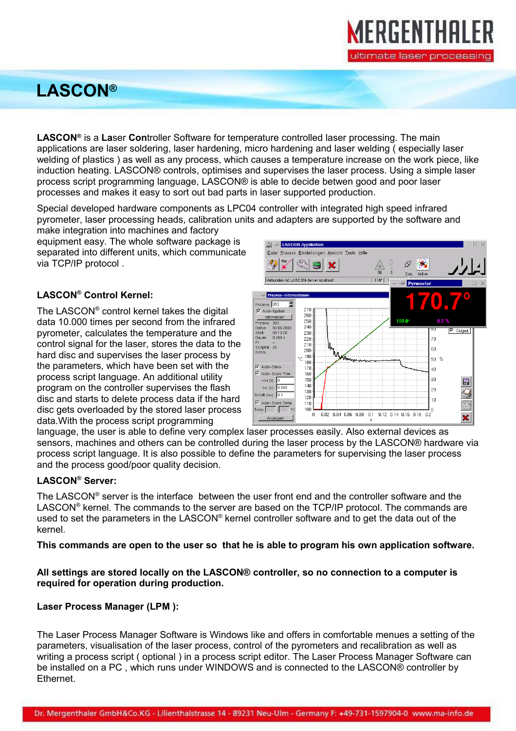# LASCON®

**LASCON**® is a **La**ser **Con**troller Software for temperature controlled laser processing. The main applications are laser soldering, laser hardening, micro hardening and laser welding ( especially laser welding of plastics ) as well as any process, which causes a temperature increase on the work piece, like induction heating. LASCON® controls, optimises and supervises the laser process. Using a simple laser process script programming language, LASCON® is able to decide betwen good and poor laser processes and makes it easy to sort out bad parts in laser supported production.

Special developed hardware components as LPC04 controller with integrated high speed infrared pyrometer, laser processing heads, calibration units and adapters are supported by the software and make integration into machines and factory equipment easy. The whole software package is separated into different units, which communicate via TCP/IP protocol .

## LASCON® Control Kernel:

The LASCON® control kernel takes the digital data 10.000 times per second from the infrared pyrometer, calculates the temperature and the control signal for the laser, stores the data to the hard disc and supervises the laser process by the parameters, which have been set with the process script language. An additional utility program on the controller supervises the flash disc and starts to delete process data if the hard disc gets overloaded by the stored laser process data.With the process script programming language, the user is able to define very complex laser processes easily. Also external devices as sensors, machines and others can be controlled during the laser process by the LASCON® hardware via process script language. It is also possible to define the parameters for supervising the laser process and the process good/poor quality decision.

## LASCON® Server:

The LASCON® server is the interface between the user front end and the controller software and the LASCON® kernel. The commands to the server are based on the TCP/IP protocol. The commands are used to set the parameters in the LASCON® kernel controller software and to get the data out of the kernel.

**This commands are open to the user so that he is able to program his own application software.**

**All settings are stored locally on the LASCON® controller, so no connection to a computer is required for operation during production.**

## Laser Process Manager (LPM ):

The Laser Process Manager Software is Windows like and offers in comfortable menues a setting of the parameters, visualisation of the laser process, control of the pyrometers and recalibration as well as writing a process script ( optional ) in a process script editor. The Laser Process Manager Software can be installed on a PC , which runs under WINDOWS and is connected to the LASCON® controller by Ethernet.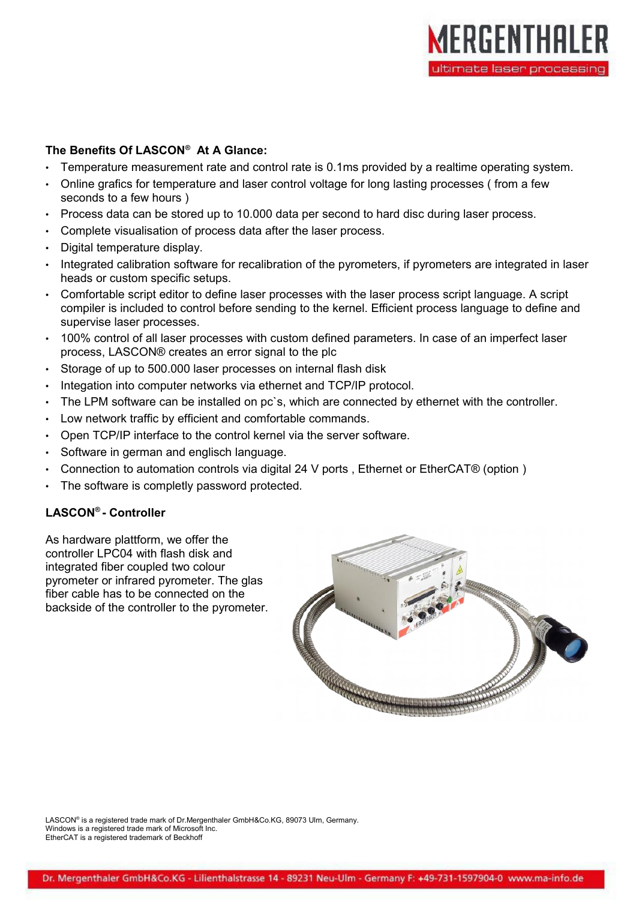**The Benefits Of LASCON® At A Glance:**

- Temperature measurement rate and control rate is 0.1ms provided by a realtime operating system.
- Online grafics for temperature and laser control voltage for long lasting processes ( from a few seconds to a few hours )
- Process data can be stored up to 10.000 data per second to hard disc during laser process.
- Complete visualisation of process data after the laser process.
- Digital temperature display.
- Integrated calibration software for recalibration of the pyrometers, if pyrometers are integrated in laser heads or custom specific setups.
- Comfortable script editor to define laser processes with the laser process script language. A script compiler is included to control before sending to the kernel. Efficient process language to define and supervise laser processes.
- 100% control of all laser processes with custom defined parameters. In case of an imperfect laser process, LASCON® creates an error signal to the plc
- Storage of up to 500.000 laser processes on internal flash disk
- Integation into computer networks via ethernet and TCP/IP protocol.
- The LPM software can be installed on pc`s, which are connected by ethernet with the controller.
- Low network traffic by efficient and comfortable commands.
- Open TCP/IP interface to the control kernel via the server software.
- Software in german and englisch language.
- Connection to automation controls via digital 24 V ports , Ethernet or EtherCAT® (option )
- The software is completly password protected.

**LASCON® - Controller**

As hardware plattform, we offer the controller LPC04 with flash disk and integrated fiber coupled two colour pyrometer or infrared pyrometer. The glas fiber cable has to be connected on the backside of the controller to the pyrometer.

LASCON® is a registered trade mark of Dr.Mergenthaler GmbH&Co.KG, 89073 Ulm, Germany.
Windows is a registered trade mark of Microsoft Inc.
EtherCAT is a registered trademark of Beckhoff